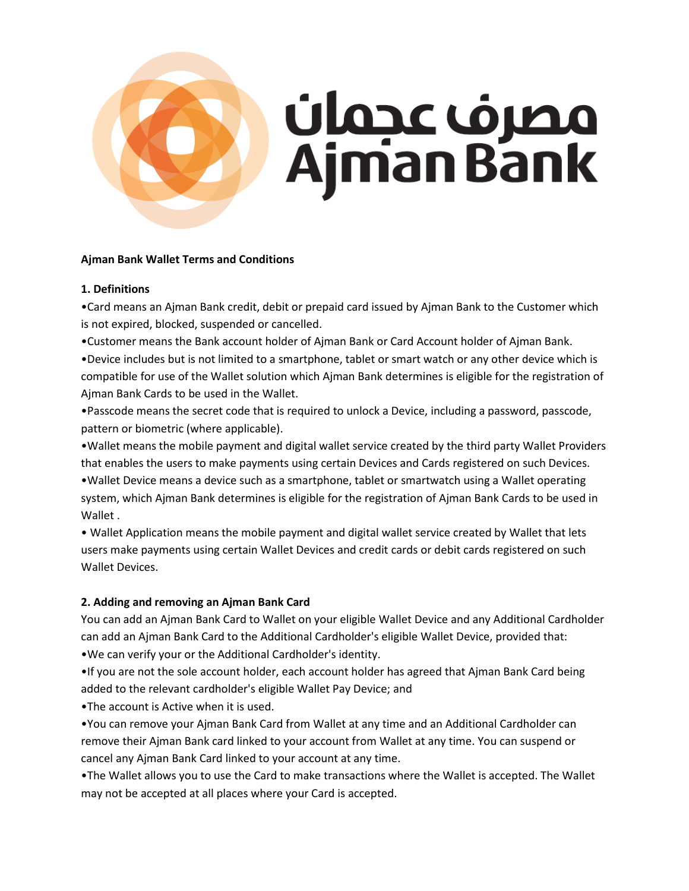# Ajman Bank Wallet Terms and Conditions

## 1. Definitions

- Card means an Ajman Bank credit, debit or prepaid card issued by Ajman Bank to the Customer which is not expired, blocked, suspended or cancelled.
- Customer means the Bank account holder of Ajman Bank or Card Account holder of Ajman Bank.
- Device includes but is not limited to a smartphone, tablet or smart watch or any other device which is compatible for use of the Wallet solution which Ajman Bank determines is eligible for the registration of Ajman Bank Cards to be used in the Wallet.
- Passcode means the secret code that is required to unlock a Device, including a password, passcode, pattern or biometric (where applicable).
- Wallet means the mobile payment and digital wallet service created by the third party Wallet Providers that enables the users to make payments using certain Devices and Cards registered on such Devices.
- Wallet Device means a device such as a smartphone, tablet or smartwatch using a Wallet operating system, which Ajman Bank determines is eligible for the registration of Ajman Bank Cards to be used in Wallet .
- Wallet Application means the mobile payment and digital wallet service created by Wallet that lets users make payments using certain Wallet Devices and credit cards or debit cards registered on such Wallet Devices.

## 2. Adding and removing an Ajman Bank Card

You can add an Ajman Bank Card to Wallet on your eligible Wallet Device and any Additional Cardholder can add an Ajman Bank Card to the Additional Cardholder's eligible Wallet Device, provided that:

- We can verify your or the Additional Cardholder's identity.
- If you are not the sole account holder, each account holder has agreed that Ajman Bank Card being added to the relevant cardholder's eligible Wallet Pay Device; and
- The account is Active when it is used.
- You can remove your Ajman Bank Card from Wallet at any time and an Additional Cardholder can remove their Ajman Bank card linked to your account from Wallet at any time. You can suspend or cancel any Ajman Bank Card linked to your account at any time.
- The Wallet allows you to use the Card to make transactions where the Wallet is accepted. The Wallet may not be accepted at all places where your Card is accepted.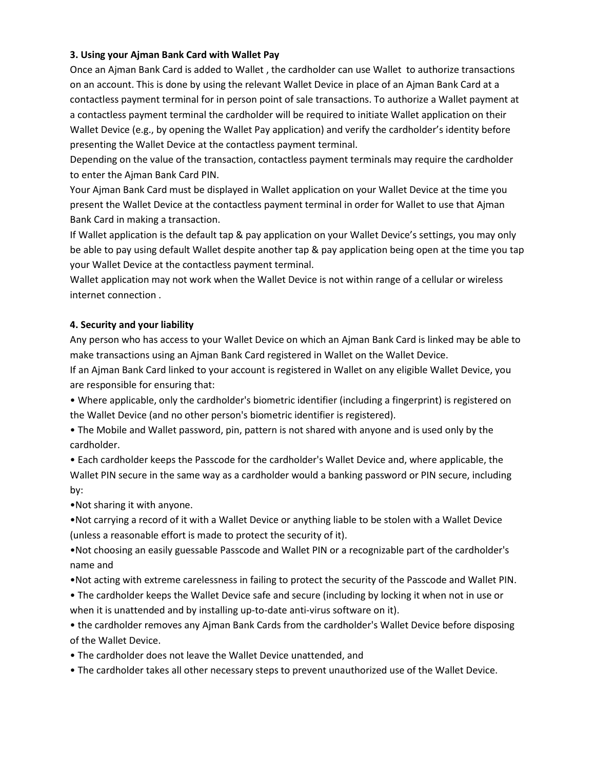### 3. Using your Ajman Bank Card with Wallet Pay

Once an Ajman Bank Card is added to Wallet , the cardholder can use Wallet to authorize transactions on an account. This is done by using the relevant Wallet Device in place of an Ajman Bank Card at a contactless payment terminal for in person point of sale transactions. To authorize a Wallet payment at a contactless payment terminal the cardholder will be required to initiate Wallet application on their Wallet Device (e.g., by opening the Wallet Pay application) and verify the cardholder's identity before presenting the Wallet Device at the contactless payment terminal.

Depending on the value of the transaction, contactless payment terminals may require the cardholder to enter the Ajman Bank Card PIN.

Your Ajman Bank Card must be displayed in Wallet application on your Wallet Device at the time you present the Wallet Device at the contactless payment terminal in order for Wallet to use that Ajman Bank Card in making a transaction.

If Wallet application is the default tap & pay application on your Wallet Device's settings, you may only be able to pay using default Wallet despite another tap & pay application being open at the time you tap your Wallet Device at the contactless payment terminal.

Wallet application may not work when the Wallet Device is not within range of a cellular or wireless internet connection .

### 4. Security and your liability

Any person who has access to your Wallet Device on which an Ajman Bank Card is linked may be able to make transactions using an Ajman Bank Card registered in Wallet on the Wallet Device.

If an Ajman Bank Card linked to your account is registered in Wallet on any eligible Wallet Device, you are responsible for ensuring that:

- Where applicable, only the cardholder's biometric identifier (including a fingerprint) is registered on the Wallet Device (and no other person's biometric identifier is registered).
- The Mobile and Wallet password, pin, pattern is not shared with anyone and is used only by the cardholder.
- Each cardholder keeps the Passcode for the cardholder's Wallet Device and, where applicable, the Wallet PIN secure in the same way as a cardholder would a banking password or PIN secure, including by:
  - Not sharing it with anyone.
  - Not carrying a record of it with a Wallet Device or anything liable to be stolen with a Wallet Device (unless a reasonable effort is made to protect the security of it).
  - Not choosing an easily guessable Passcode and Wallet PIN or a recognizable part of the cardholder's name and
  - Not acting with extreme carelessness in failing to protect the security of the Passcode and Wallet PIN.
- The cardholder keeps the Wallet Device safe and secure (including by locking it when not in use or when it is unattended and by installing up-to-date anti-virus software on it).
- the cardholder removes any Ajman Bank Cards from the cardholder's Wallet Device before disposing of the Wallet Device.
- The cardholder does not leave the Wallet Device unattended, and
- The cardholder takes all other necessary steps to prevent unauthorized use of the Wallet Device.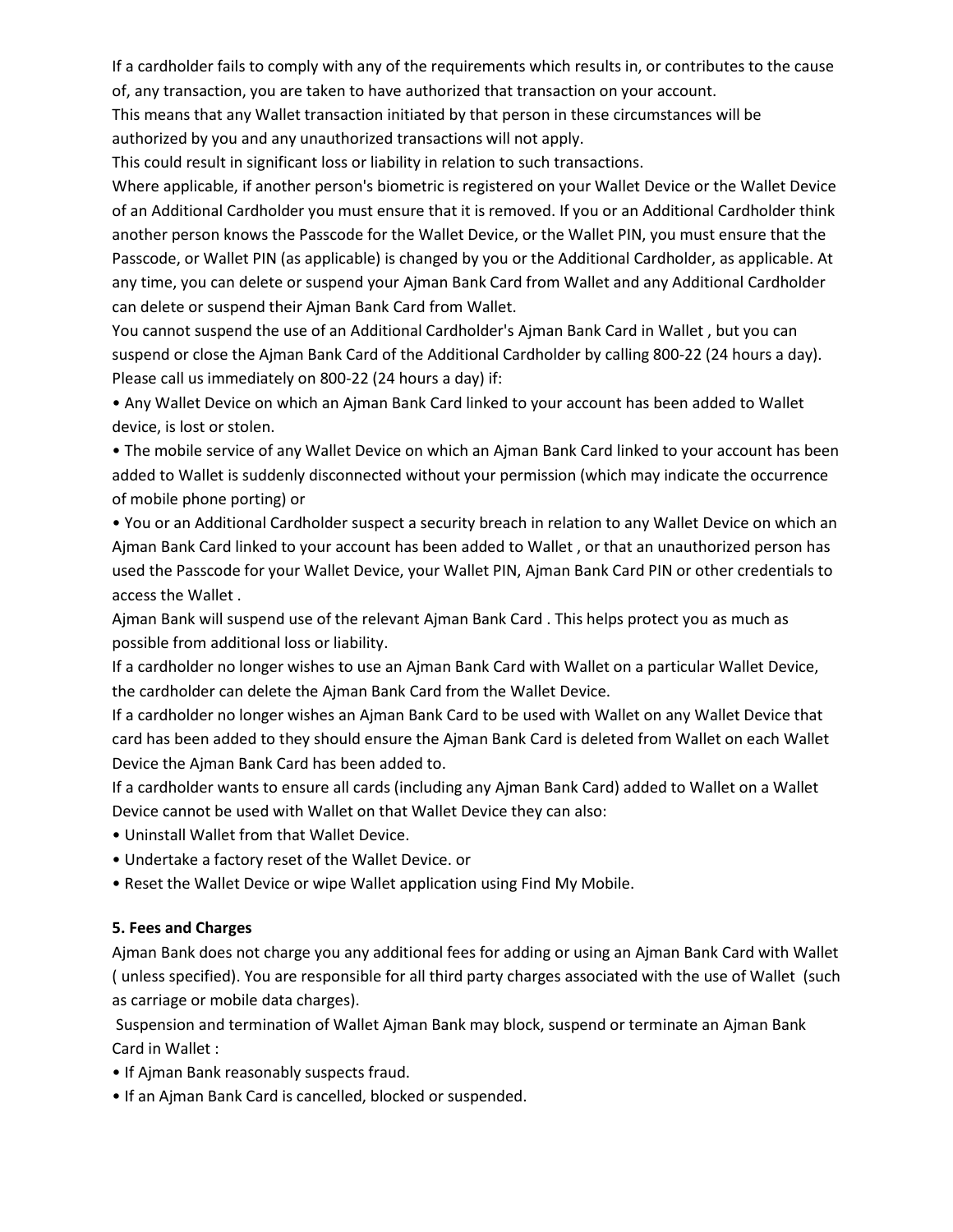If a cardholder fails to comply with any of the requirements which results in, or contributes to the cause of, any transaction, you are taken to have authorized that transaction on your account.

This means that any Wallet transaction initiated by that person in these circumstances will be authorized by you and any unauthorized transactions will not apply.

This could result in significant loss or liability in relation to such transactions.

Where applicable, if another person's biometric is registered on your Wallet Device or the Wallet Device of an Additional Cardholder you must ensure that it is removed. If you or an Additional Cardholder think another person knows the Passcode for the Wallet Device, or the Wallet PIN, you must ensure that the Passcode, or Wallet PIN (as applicable) is changed by you or the Additional Cardholder, as applicable. At any time, you can delete or suspend your Ajman Bank Card from Wallet and any Additional Cardholder can delete or suspend their Ajman Bank Card from Wallet.

You cannot suspend the use of an Additional Cardholder's Ajman Bank Card in Wallet , but you can suspend or close the Ajman Bank Card of the Additional Cardholder by calling 800-22 (24 hours a day). Please call us immediately on 800-22 (24 hours a day) if:

- Any Wallet Device on which an Ajman Bank Card linked to your account has been added to Wallet device, is lost or stolen.
- The mobile service of any Wallet Device on which an Ajman Bank Card linked to your account has been added to Wallet is suddenly disconnected without your permission (which may indicate the occurrence of mobile phone porting) or
- You or an Additional Cardholder suspect a security breach in relation to any Wallet Device on which an Ajman Bank Card linked to your account has been added to Wallet , or that an unauthorized person has used the Passcode for your Wallet Device, your Wallet PIN, Ajman Bank Card PIN or other credentials to access the Wallet .

Ajman Bank will suspend use of the relevant Ajman Bank Card . This helps protect you as much as possible from additional loss or liability.

If a cardholder no longer wishes to use an Ajman Bank Card with Wallet on a particular Wallet Device, the cardholder can delete the Ajman Bank Card from the Wallet Device.

If a cardholder no longer wishes an Ajman Bank Card to be used with Wallet on any Wallet Device that card has been added to they should ensure the Ajman Bank Card is deleted from Wallet on each Wallet Device the Ajman Bank Card has been added to.

If a cardholder wants to ensure all cards (including any Ajman Bank Card) added to Wallet on a Wallet Device cannot be used with Wallet on that Wallet Device they can also:

- Uninstall Wallet from that Wallet Device.
- Undertake a factory reset of the Wallet Device. or
- Reset the Wallet Device or wipe Wallet application using Find My Mobile.

**5. Fees and Charges**

Ajman Bank does not charge you any additional fees for adding or using an Ajman Bank Card with Wallet ( unless specified). You are responsible for all third party charges associated with the use of Wallet (such as carriage or mobile data charges).

Suspension and termination of Wallet Ajman Bank may block, suspend or terminate an Ajman Bank Card in Wallet :

- If Ajman Bank reasonably suspects fraud.
- If an Ajman Bank Card is cancelled, blocked or suspended.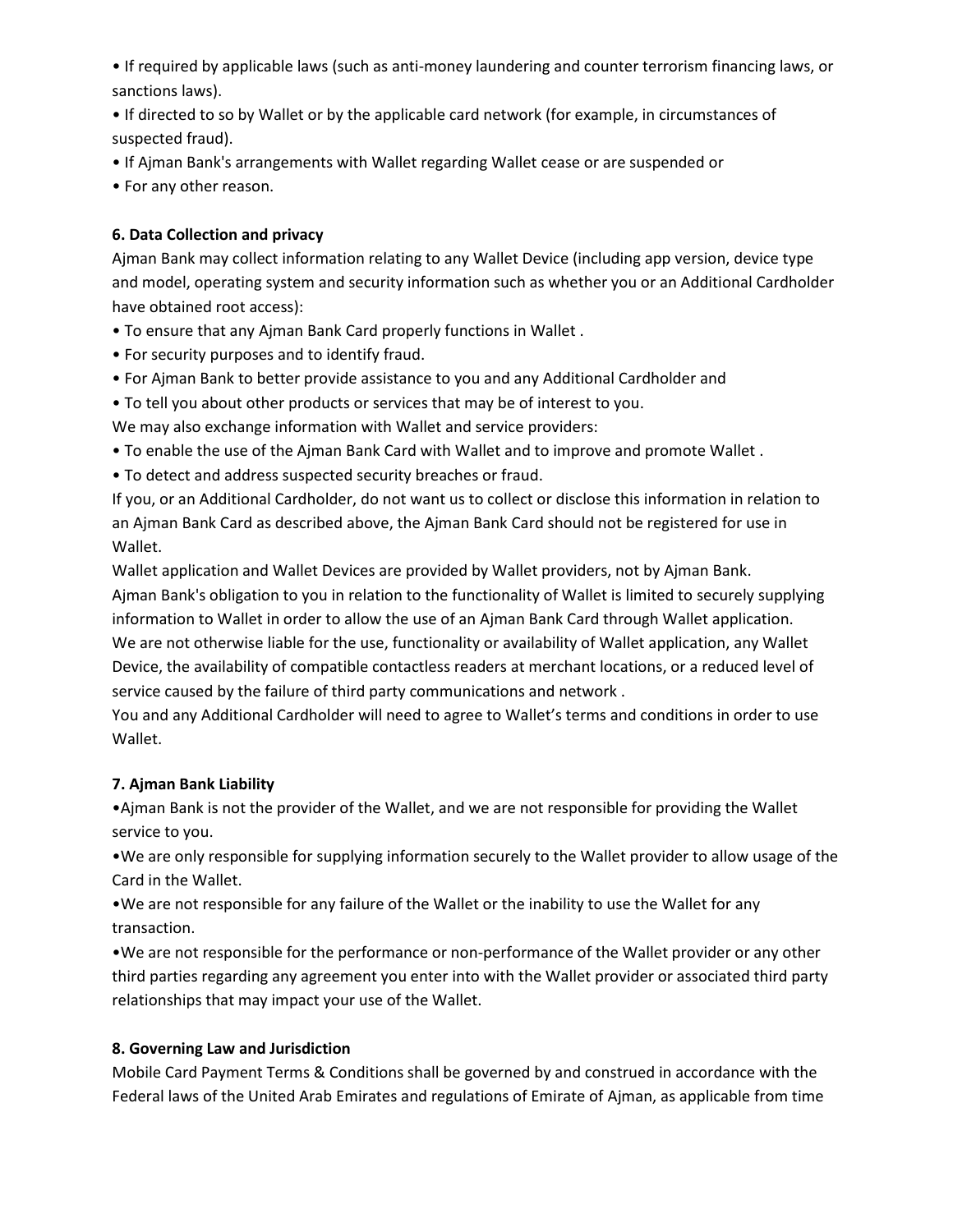- If required by applicable laws (such as anti-money laundering and counter terrorism financing laws, or sanctions laws).
- If directed to so by Wallet or by the applicable card network (for example, in circumstances of suspected fraud).
- If Ajman Bank's arrangements with Wallet regarding Wallet cease or are suspended or
- For any other reason.

**6. Data Collection and privacy**

Ajman Bank may collect information relating to any Wallet Device (including app version, device type and model, operating system and security information such as whether you or an Additional Cardholder have obtained root access):

- To ensure that any Ajman Bank Card properly functions in Wallet .
- For security purposes and to identify fraud.
- For Ajman Bank to better provide assistance to you and any Additional Cardholder and
- To tell you about other products or services that may be of interest to you.

We may also exchange information with Wallet and service providers:

- To enable the use of the Ajman Bank Card with Wallet and to improve and promote Wallet .
- To detect and address suspected security breaches or fraud.

If you, or an Additional Cardholder, do not want us to collect or disclose this information in relation to an Ajman Bank Card as described above, the Ajman Bank Card should not be registered for use in Wallet.

Wallet application and Wallet Devices are provided by Wallet providers, not by Ajman Bank.

Ajman Bank's obligation to you in relation to the functionality of Wallet is limited to securely supplying information to Wallet in order to allow the use of an Ajman Bank Card through Wallet application.

We are not otherwise liable for the use, functionality or availability of Wallet application, any Wallet Device, the availability of compatible contactless readers at merchant locations, or a reduced level of service caused by the failure of third party communications and network .

You and any Additional Cardholder will need to agree to Wallet's terms and conditions in order to use Wallet.

**7. Ajman Bank Liability**

- Ajman Bank is not the provider of the Wallet, and we are not responsible for providing the Wallet service to you.
- We are only responsible for supplying information securely to the Wallet provider to allow usage of the Card in the Wallet.
- We are not responsible for any failure of the Wallet or the inability to use the Wallet for any transaction.
- We are not responsible for the performance or non-performance of the Wallet provider or any other third parties regarding any agreement you enter into with the Wallet provider or associated third party relationships that may impact your use of the Wallet.

**8. Governing Law and Jurisdiction**

Mobile Card Payment Terms & Conditions shall be governed by and construed in accordance with the Federal laws of the United Arab Emirates and regulations of Emirate of Ajman, as applicable from time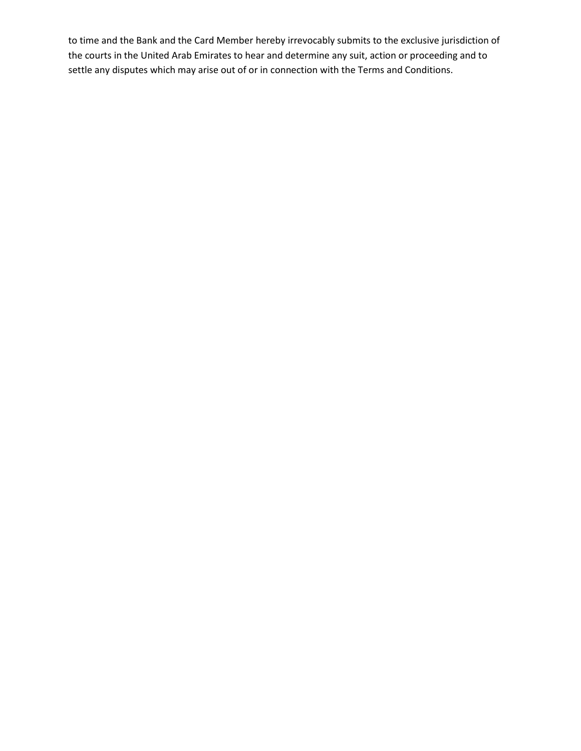to time and the Bank and the Card Member hereby irrevocably submits to the exclusive jurisdiction of the courts in the United Arab Emirates to hear and determine any suit, action or proceeding and to settle any disputes which may arise out of or in connection with the Terms and Conditions.